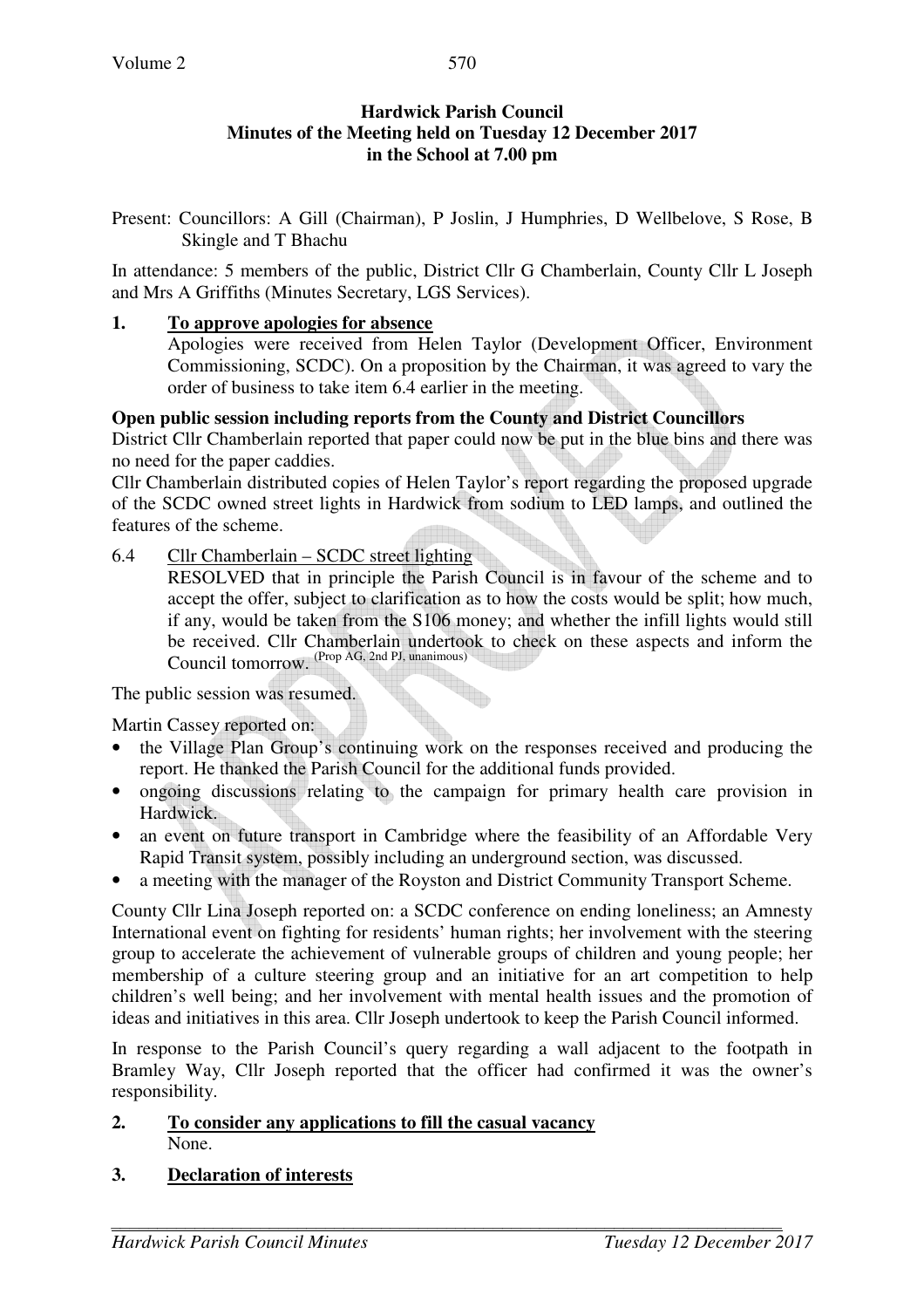**Hardwick Parish Council**
**Minutes of the Meeting held on Tuesday 12 December 2017**
**in the School at 7.00 pm**

Present: Councillors: A Gill (Chairman), P Joslin, J Humphries, D Wellbelove, S Rose, B Skingle and T Bhachu

In attendance: 5 members of the public, District Cllr G Chamberlain, County Cllr L Joseph and Mrs A Griffiths (Minutes Secretary, LGS Services).

**1. <u>To approve apologies for absence</u>**

Apologies were received from Helen Taylor (Development Officer, Environment Commissioning, SCDC). On a proposition by the Chairman, it was agreed to vary the order of business to take item 6.4 earlier in the meeting.

**Open public session including reports from the County and District Councillors**

District Cllr Chamberlain reported that paper could now be put in the blue bins and there was no need for the paper caddies.

Cllr Chamberlain distributed copies of Helen Taylor's report regarding the proposed upgrade of the SCDC owned street lights in Hardwick from sodium to LED lamps, and outlined the features of the scheme.

6.4 <u>Cllr Chamberlain – SCDC street lighting</u>

RESOLVED that in principle the Parish Council is in favour of the scheme and to accept the offer, subject to clarification as to how the costs would be split; how much, if any, would be taken from the S106 money; and whether the infill lights would still be received. Cllr Chamberlain undertook to check on these aspects and inform the Council tomorrow. (Prop AG, 2nd PJ, unanimous)

The public session was resumed.

Martin Cassey reported on:

- the Village Plan Group's continuing work on the responses received and producing the report. He thanked the Parish Council for the additional funds provided.
- ongoing discussions relating to the campaign for primary health care provision in Hardwick.
- an event on future transport in Cambridge where the feasibility of an Affordable Very Rapid Transit system, possibly including an underground section, was discussed.
- a meeting with the manager of the Royston and District Community Transport Scheme.

County Cllr Lina Joseph reported on: a SCDC conference on ending loneliness; an Amnesty International event on fighting for residents' human rights; her involvement with the steering group to accelerate the achievement of vulnerable groups of children and young people; her membership of a culture steering group and an initiative for an art competition to help children's well being; and her involvement with mental health issues and the promotion of ideas and initiatives in this area. Cllr Joseph undertook to keep the Parish Council informed.

In response to the Parish Council's query regarding a wall adjacent to the footpath in Bramley Way, Cllr Joseph reported that the officer had confirmed it was the owner's responsibility.

**2. <u>To consider any applications to fill the casual vacancy</u>**

None.

**3. <u>Declaration of interests</u>**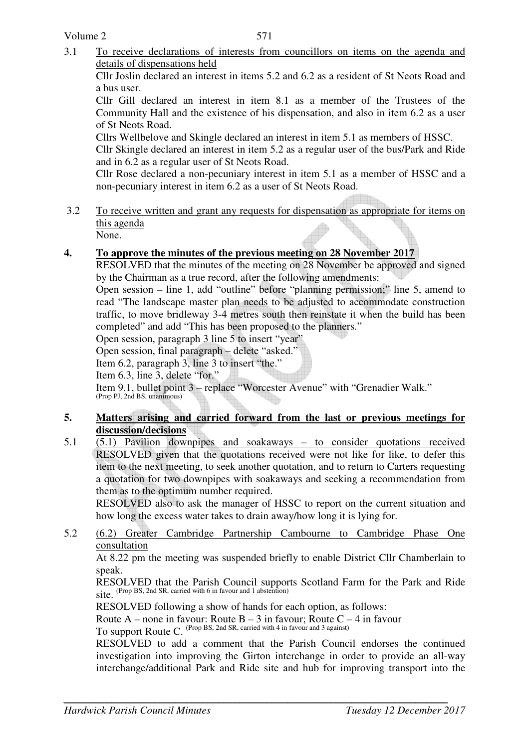3.1 To receive declarations of interests from councillors on items on the agenda and details of dispensations held

Cllr Joslin declared an interest in items 5.2 and 6.2 as a resident of St Neots Road and a bus user.

Cllr Gill declared an interest in item 8.1 as a member of the Trustees of the Community Hall and the existence of his dispensation, and also in item 6.2 as a user of St Neots Road.

Cllrs Wellbelove and Skingle declared an interest in item 5.1 as members of HSSC.

Cllr Skingle declared an interest in item 5.2 as a regular user of the bus/Park and Ride and in 6.2 as a regular user of St Neots Road.

Cllr Rose declared a non-pecuniary interest in item 5.1 as a member of HSSC and a non-pecuniary interest in item 6.2 as a user of St Neots Road.

3.2 To receive written and grant any requests for dispensation as appropriate for items on this agenda

None.

## 4. To approve the minutes of the previous meeting on 28 November 2017

RESOLVED that the minutes of the meeting on 28 November be approved and signed by the Chairman as a true record, after the following amendments:

Open session – line 1, add "outline" before "planning permission;" line 5, amend to read "The landscape master plan needs to be adjusted to accommodate construction traffic, to move bridleway 3-4 metres south then reinstate it when the build has been completed" and add "This has been proposed to the planners."

Open session, paragraph 3 line 5 to insert "year"

Open session, final paragraph – delete "asked."

Item 6.2, paragraph 3, line 3 to insert "the."

Item 6.3, line 3, delete "for."

Item 9.1, bullet point 3 – replace "Worcester Avenue" with "Grenadier Walk." (Prop PJ, 2nd BS, unanimous)

## 5. Matters arising and carried forward from the last or previous meetings for discussion/decisions

5.1 (5.1) Pavilion downpipes and soakaways – to consider quotations received

RESOLVED given that the quotations received were not like for like, to defer this item to the next meeting, to seek another quotation, and to return to Carters requesting a quotation for two downpipes with soakaways and seeking a recommendation from them as to the optimum number required.

RESOLVED also to ask the manager of HSSC to report on the current situation and how long the excess water takes to drain away/how long it is lying for.

5.2 (6.2) Greater Cambridge Partnership Cambourne to Cambridge Phase One consultation

At 8.22 pm the meeting was suspended briefly to enable District Cllr Chamberlain to speak.

RESOLVED that the Parish Council supports Scotland Farm for the Park and Ride site. (Prop BS, 2nd SR, carried with 6 in favour and 1 abstention)

RESOLVED following a show of hands for each option, as follows:

Route A – none in favour: Route B – 3 in favour; Route C – 4 in favour

To support Route C. (Prop BS, 2nd SR, carried with 4 in favour and 3 against)

RESOLVED to add a comment that the Parish Council endorses the continued investigation into improving the Girton interchange in order to provide an all-way interchange/additional Park and Ride site and hub for improving transport into the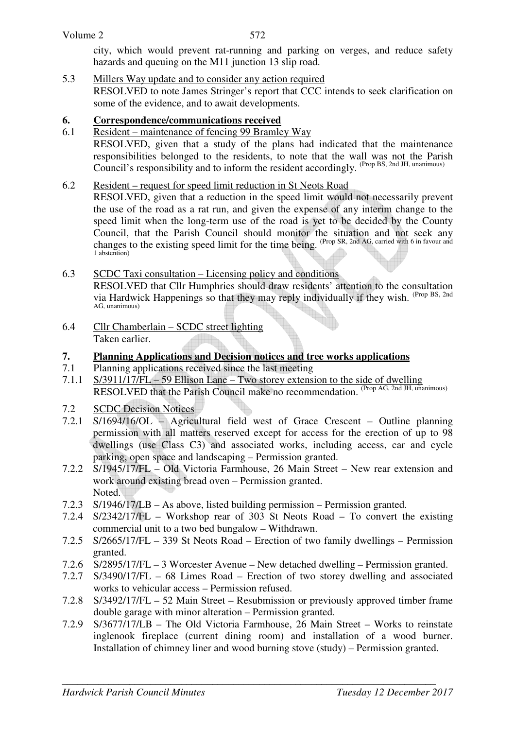city, which would prevent rat-running and parking on verges, and reduce safety hazards and queuing on the M11 junction 13 slip road.

5.3 Millers Way update and to consider any action required
RESOLVED to note James Stringer's report that CCC intends to seek clarification on some of the evidence, and to await developments.

## 6. Correspondence/communications received

6.1 Resident – maintenance of fencing 99 Bramley Way
RESOLVED, given that a study of the plans had indicated that the maintenance responsibilities belonged to the residents, to note that the wall was not the Parish Council's responsibility and to inform the resident accordingly. (Prop BS, 2nd JH, unanimous)

6.2 Resident – request for speed limit reduction in St Neots Road
RESOLVED, given that a reduction in the speed limit would not necessarily prevent the use of the road as a rat run, and given the expense of any interim change to the speed limit when the long-term use of the road is yet to be decided by the County Council, that the Parish Council should monitor the situation and not seek any changes to the existing speed limit for the time being. (Prop SR, 2nd AG, carried with 6 in favour and 1 abstention)

6.3 SCDC Taxi consultation – Licensing policy and conditions
RESOLVED that Cllr Humphries should draw residents' attention to the consultation via Hardwick Happenings so that they may reply individually if they wish. (Prop BS, 2nd AG, unanimous)

6.4 Cllr Chamberlain – SCDC street lighting
Taken earlier.

## 7. Planning Applications and Decision notices and tree works applications

7.1 Planning applications received since the last meeting

7.1.1 S/3911/17/FL – 59 Ellison Lane – Two storey extension to the side of dwelling
RESOLVED that the Parish Council make no recommendation. (Prop AG, 2nd JH, unanimous)

7.2 SCDC Decision Notices

7.2.1 S/1694/16/OL – Agricultural field west of Grace Crescent – Outline planning permission with all matters reserved except for access for the erection of up to 98 dwellings (use Class C3) and associated works, including access, car and cycle parking, open space and landscaping – Permission granted.

7.2.2 S/1945/17/FL – Old Victoria Farmhouse, 26 Main Street – New rear extension and work around existing bread oven – Permission granted.
Noted.

7.2.3 S/1946/17/LB – As above, listed building permission – Permission granted.

7.2.4 S/2342/17/FL – Workshop rear of 303 St Neots Road – To convert the existing commercial unit to a two bed bungalow – Withdrawn.

7.2.5 S/2665/17/FL – 339 St Neots Road – Erection of two family dwellings – Permission granted.

7.2.6 S/2895/17/FL – 3 Worcester Avenue – New detached dwelling – Permission granted.

7.2.7 S/3490/17/FL – 68 Limes Road – Erection of two storey dwelling and associated works to vehicular access – Permission refused.

7.2.8 S/3492/17/FL – 52 Main Street – Resubmission or previously approved timber frame double garage with minor alteration – Permission granted.

7.2.9 S/3677/17/LB – The Old Victoria Farmhouse, 26 Main Street – Works to reinstate inglenook fireplace (current dining room) and installation of a wood burner. Installation of chimney liner and wood burning stove (study) – Permission granted.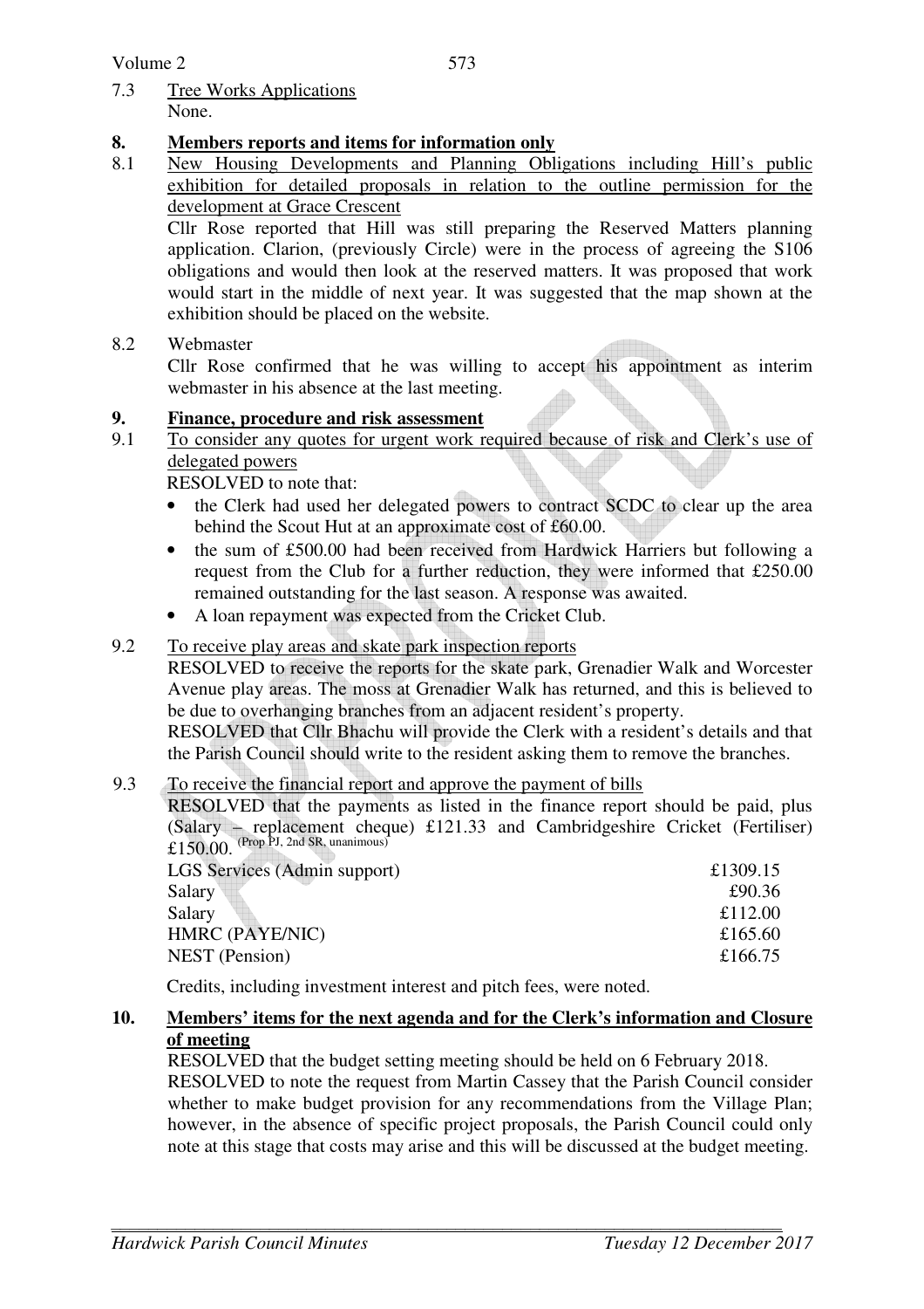7.3 Tree Works Applications
None.

## 8. Members reports and items for information only

8.1 New Housing Developments and Planning Obligations including Hill's public exhibition for detailed proposals in relation to the outline permission for the development at Grace Crescent

Cllr Rose reported that Hill was still preparing the Reserved Matters planning application. Clarion, (previously Circle) were in the process of agreeing the S106 obligations and would then look at the reserved matters. It was proposed that work would start in the middle of next year. It was suggested that the map shown at the exhibition should be placed on the website.

8.2 Webmaster

Cllr Rose confirmed that he was willing to accept his appointment as interim webmaster in his absence at the last meeting.

## 9. Finance, procedure and risk assessment

9.1 To consider any quotes for urgent work required because of risk and Clerk's use of delegated powers

RESOLVED to note that:

- the Clerk had used her delegated powers to contract SCDC to clear up the area behind the Scout Hut at an approximate cost of £60.00.
- the sum of £500.00 had been received from Hardwick Harriers but following a request from the Club for a further reduction, they were informed that £250.00 remained outstanding for the last season. A response was awaited.
- A loan repayment was expected from the Cricket Club.

9.2 To receive play areas and skate park inspection reports

RESOLVED to receive the reports for the skate park, Grenadier Walk and Worcester Avenue play areas. The moss at Grenadier Walk has returned, and this is believed to be due to overhanging branches from an adjacent resident's property.

RESOLVED that Cllr Bhachu will provide the Clerk with a resident's details and that the Parish Council should write to the resident asking them to remove the branches.

9.3 To receive the financial report and approve the payment of bills

RESOLVED that the payments as listed in the finance report should be paid, plus (Salary – replacement cheque) £121.33 and Cambridgeshire Cricket (Fertiliser) £150.00. (Prop PJ, 2nd SR, unanimous)

| | |
|---|---|
| LGS Services (Admin support) | £1309.15 |
| Salary | £90.36 |
| Salary | £112.00 |
| HMRC (PAYE/NIC) | £165.60 |
| NEST (Pension) | £166.75 |

Credits, including investment interest and pitch fees, were noted.

## 10. Members' items for the next agenda and for the Clerk's information and Closure of meeting

RESOLVED that the budget setting meeting should be held on 6 February 2018.

RESOLVED to note the request from Martin Cassey that the Parish Council consider whether to make budget provision for any recommendations from the Village Plan; however, in the absence of specific project proposals, the Parish Council could only note at this stage that costs may arise and this will be discussed at the budget meeting.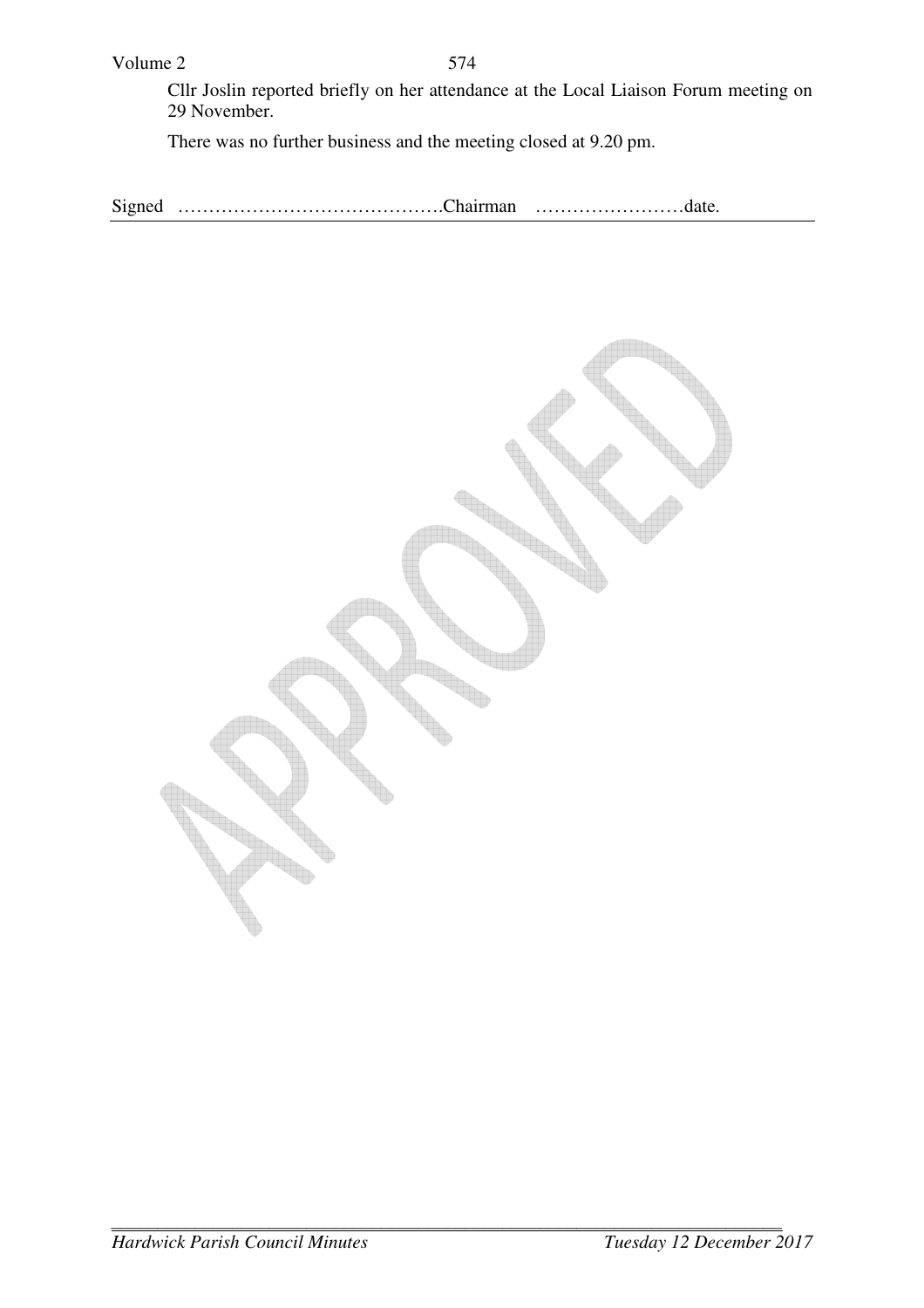Cllr Joslin reported briefly on her attendance at the Local Liaison Forum meeting on 29 November.

There was no further business and the meeting closed at 9.20 pm.

Signed ……………………………………Chairman ……………………date.

APPROVED